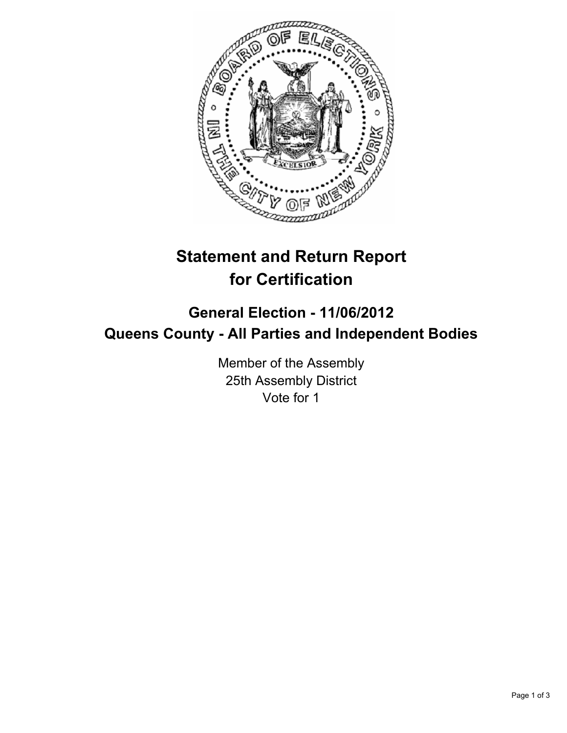# Statement and Return Report for Certification

## General Election - 11/06/2012
## Queens County - All Parties and Independent Bodies

Member of the Assembly
25th Assembly District
Vote for 1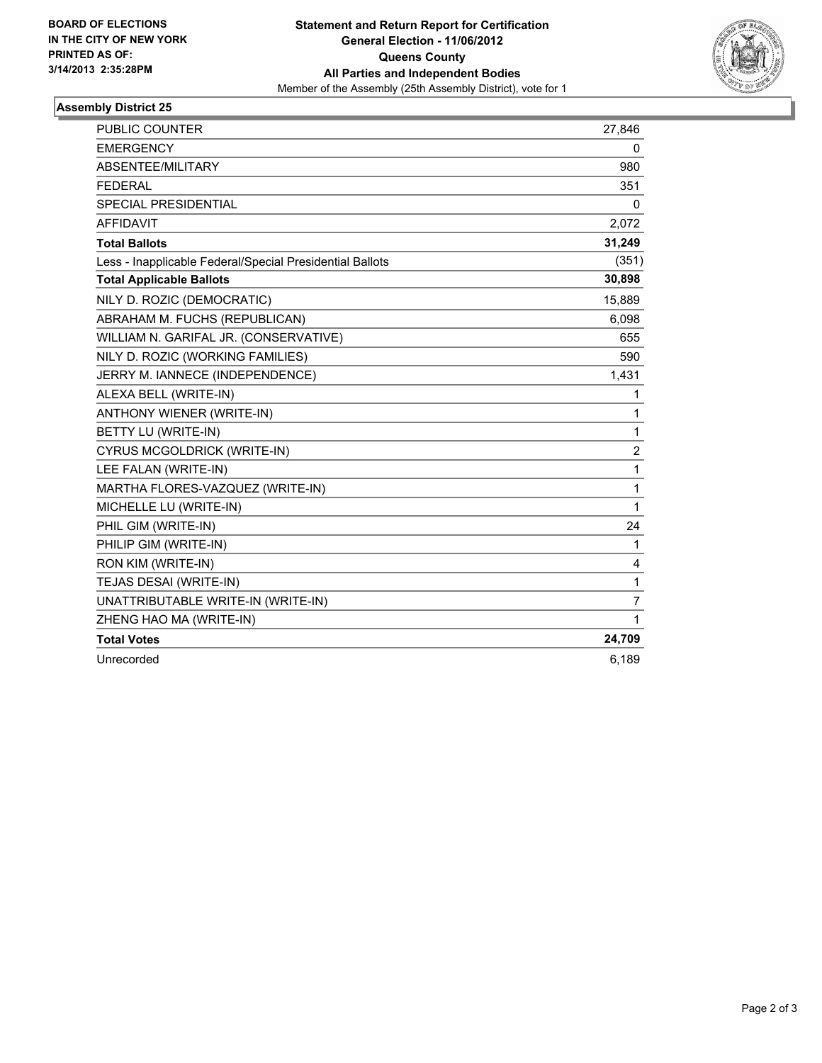**BOARD OF ELECTIONS IN THE CITY OF NEW YORK PRINTED AS OF: 3/14/2013 2:35:28PM**

**Statement and Return Report for Certification**
**General Election - 11/06/2012**
**Queens County**
**All Parties and Independent Bodies**
Member of the Assembly (25th Assembly District), vote for 1

## Assembly District 25

| | |
|---|---|
| PUBLIC COUNTER | 27,846 |
| EMERGENCY | 0 |
| ABSENTEE/MILITARY | 980 |
| FEDERAL | 351 |
| SPECIAL PRESIDENTIAL | 0 |
| AFFIDAVIT | 2,072 |
| **Total Ballots** | **31,249** |
| Less - Inapplicable Federal/Special Presidential Ballots | (351) |
| **Total Applicable Ballots** | **30,898** |
| NILY D. ROZIC (DEMOCRATIC) | 15,889 |
| ABRAHAM M. FUCHS (REPUBLICAN) | 6,098 |
| WILLIAM N. GARIFAL JR. (CONSERVATIVE) | 655 |
| NILY D. ROZIC (WORKING FAMILIES) | 590 |
| JERRY M. IANNECE (INDEPENDENCE) | 1,431 |
| ALEXA BELL (WRITE-IN) | 1 |
| ANTHONY WIENER (WRITE-IN) | 1 |
| BETTY LU (WRITE-IN) | 1 |
| CYRUS MCGOLDRICK (WRITE-IN) | 2 |
| LEE FALAN (WRITE-IN) | 1 |
| MARTHA FLORES-VAZQUEZ (WRITE-IN) | 1 |
| MICHELLE LU (WRITE-IN) | 1 |
| PHIL GIM (WRITE-IN) | 24 |
| PHILIP GIM (WRITE-IN) | 1 |
| RON KIM (WRITE-IN) | 4 |
| TEJAS DESAI (WRITE-IN) | 1 |
| UNATTRIBUTABLE WRITE-IN (WRITE-IN) | 7 |
| ZHENG HAO MA (WRITE-IN) | 1 |
| **Total Votes** | **24,709** |
| Unrecorded | 6,189 |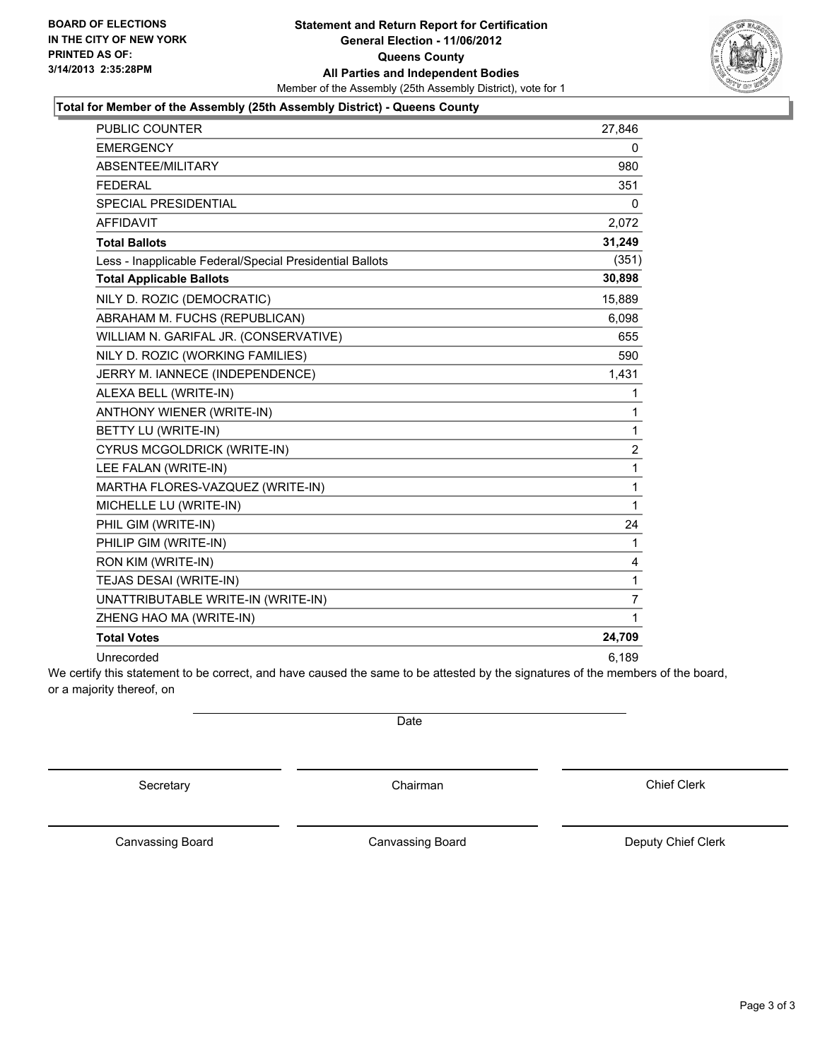**BOARD OF ELECTIONS IN THE CITY OF NEW YORK PRINTED AS OF: 3/14/2013 2:35:28PM**

**Statement and Return Report for Certification**
**General Election - 11/06/2012**
**Queens County**
**All Parties and Independent Bodies**
Member of the Assembly (25th Assembly District), vote for 1

**Total for Member of the Assembly (25th Assembly District) - Queens County**

| | |
|---|---|
| PUBLIC COUNTER | 27,846 |
| EMERGENCY | 0 |
| ABSENTEE/MILITARY | 980 |
| FEDERAL | 351 |
| SPECIAL PRESIDENTIAL | 0 |
| AFFIDAVIT | 2,072 |
| **Total Ballots** | **31,249** |
| Less - Inapplicable Federal/Special Presidential Ballots | (351) |
| **Total Applicable Ballots** | **30,898** |
| NILY D. ROZIC (DEMOCRATIC) | 15,889 |
| ABRAHAM M. FUCHS (REPUBLICAN) | 6,098 |
| WILLIAM N. GARIFAL JR. (CONSERVATIVE) | 655 |
| NILY D. ROZIC (WORKING FAMILIES) | 590 |
| JERRY M. IANNECE (INDEPENDENCE) | 1,431 |
| ALEXA BELL (WRITE-IN) | 1 |
| ANTHONY WIENER (WRITE-IN) | 1 |
| BETTY LU (WRITE-IN) | 1 |
| CYRUS MCGOLDRICK (WRITE-IN) | 2 |
| LEE FALAN (WRITE-IN) | 1 |
| MARTHA FLORES-VAZQUEZ (WRITE-IN) | 1 |
| MICHELLE LU (WRITE-IN) | 1 |
| PHIL GIM (WRITE-IN) | 24 |
| PHILIP GIM (WRITE-IN) | 1 |
| RON KIM (WRITE-IN) | 4 |
| TEJAS DESAI (WRITE-IN) | 1 |
| UNATTRIBUTABLE WRITE-IN (WRITE-IN) | 7 |
| ZHENG HAO MA (WRITE-IN) | 1 |
| **Total Votes** | **24,709** |
| Unrecorded | 6,189 |

We certify this statement to be correct, and have caused the same to be attested by the signatures of the members of the board, or a majority thereof, on

Date

Secretary | Chairman | Chief Clerk

Canvassing Board | Canvassing Board | Deputy Chief Clerk